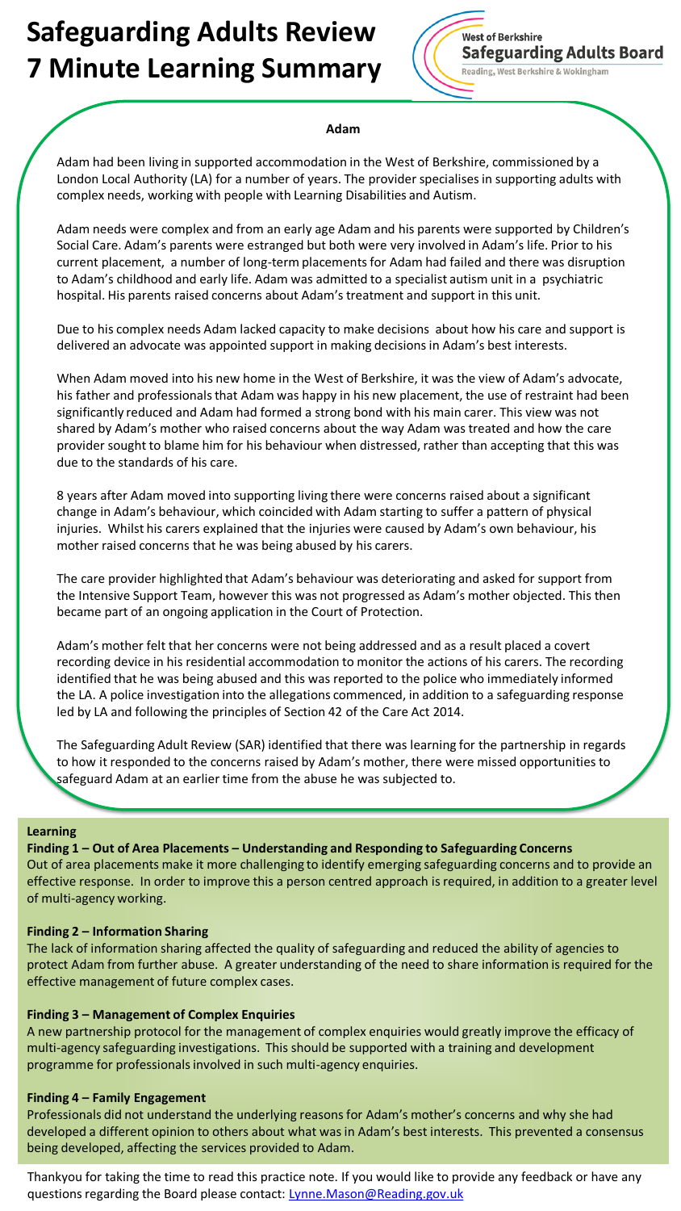# Safeguarding Adults Review 7 Minute Learning Summary

West of Berkshire
**Safeguarding Adults Board**
Reading, West Berkshire & Wokingham

**Adam**

Adam had been living in supported accommodation in the West of Berkshire, commissioned by a London Local Authority (LA) for a number of years. The provider specialises in supporting adults with complex needs, working with people with Learning Disabilities and Autism.

Adam needs were complex and from an early age Adam and his parents were supported by Children's Social Care. Adam's parents were estranged but both were very involved in Adam's life. Prior to his current placement, a number of long-term placements for Adam had failed and there was disruption to Adam's childhood and early life. Adam was admitted to a specialist autism unit in a psychiatric hospital. His parents raised concerns about Adam's treatment and support in this unit.

Due to his complex needs Adam lacked capacity to make decisions about how his care and support is delivered an advocate was appointed support in making decisions in Adam's best interests.

When Adam moved into his new home in the West of Berkshire, it was the view of Adam's advocate, his father and professionals that Adam was happy in his new placement, the use of restraint had been significantly reduced and Adam had formed a strong bond with his main carer. This view was not shared by Adam's mother who raised concerns about the way Adam was treated and how the care provider sought to blame him for his behaviour when distressed, rather than accepting that this was due to the standards of his care.

8 years after Adam moved into supporting living there were concerns raised about a significant change in Adam's behaviour, which coincided with Adam starting to suffer a pattern of physical injuries. Whilst his carers explained that the injuries were caused by Adam's own behaviour, his mother raised concerns that he was being abused by his carers.

The care provider highlighted that Adam's behaviour was deteriorating and asked for support from the Intensive Support Team, however this was not progressed as Adam's mother objected. This then became part of an ongoing application in the Court of Protection.

Adam's mother felt that her concerns were not being addressed and as a result placed a covert recording device in his residential accommodation to monitor the actions of his carers. The recording identified that he was being abused and this was reported to the police who immediately informed the LA. A police investigation into the allegations commenced, in addition to a safeguarding response led by LA and following the principles of Section 42 of the Care Act 2014.

The Safeguarding Adult Review (SAR) identified that there was learning for the partnership in regards to how it responded to the concerns raised by Adam's mother, there were missed opportunities to safeguard Adam at an earlier time from the abuse he was subjected to.

## Learning

**Finding 1 – Out of Area Placements – Understanding and Responding to Safeguarding Concerns**

Out of area placements make it more challenging to identify emerging safeguarding concerns and to provide an effective response. In order to improve this a person centred approach is required, in addition to a greater level of multi-agency working.

**Finding 2 – Information Sharing**

The lack of information sharing affected the quality of safeguarding and reduced the ability of agencies to protect Adam from further abuse. A greater understanding of the need to share information is required for the effective management of future complex cases.

**Finding 3 – Management of Complex Enquiries**

A new partnership protocol for the management of complex enquiries would greatly improve the efficacy of multi-agency safeguarding investigations. This should be supported with a training and development programme for professionals involved in such multi-agency enquiries.

**Finding 4 – Family Engagement**

Professionals did not understand the underlying reasons for Adam's mother's concerns and why she had developed a different opinion to others about what was in Adam's best interests. This prevented a consensus being developed, affecting the services provided to Adam.

Thankyou for taking the time to read this practice note. If you would like to provide any feedback or have any questions regarding the Board please contact: Lynne.Mason@Reading.gov.uk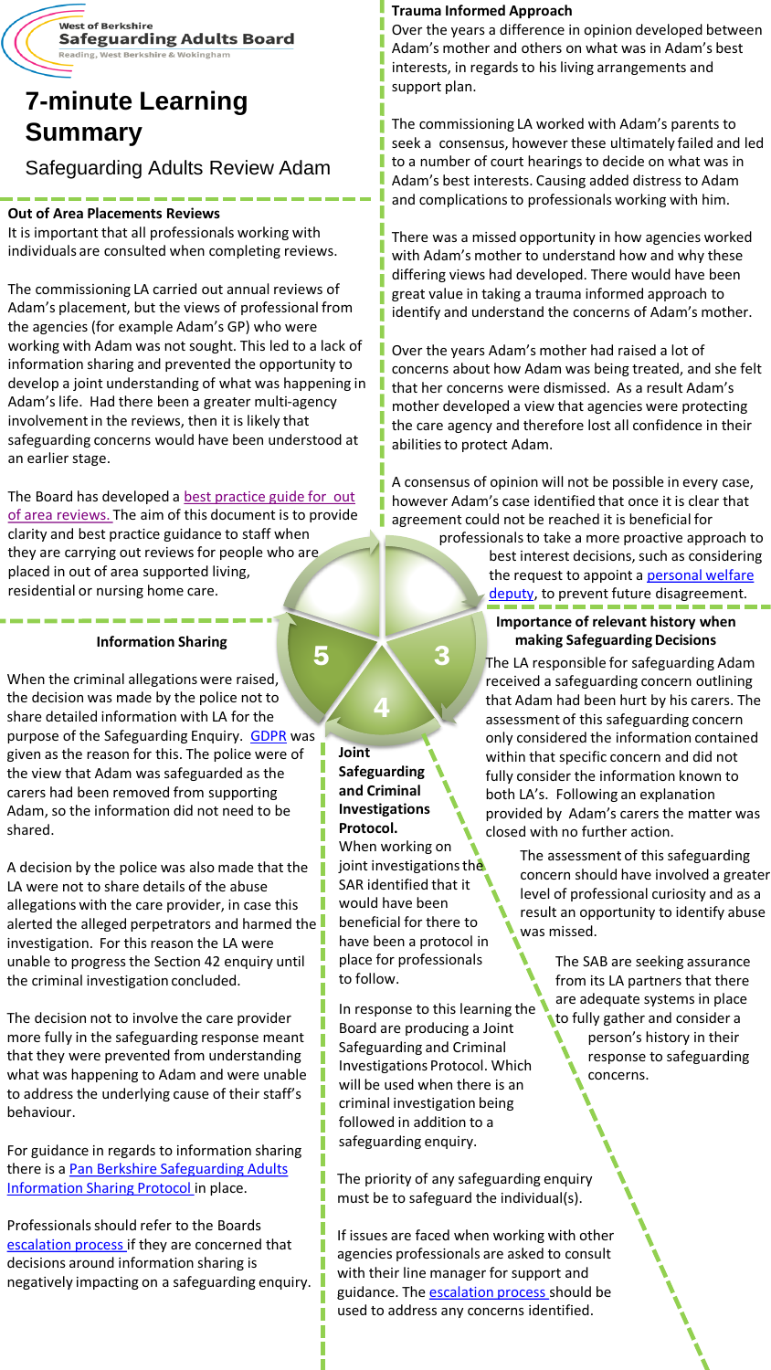West of Berkshire Safeguarding Adults Board
Reading, West Berkshire & Wokingham

# 7-minute Learning Summary

## Safeguarding Adults Review Adam

### Out of Area Placements Reviews

It is important that all professionals working with individuals are consulted when completing reviews.

The commissioning LA carried out annual reviews of Adam's placement, but the views of professional from the agencies (for example Adam's GP) who were working with Adam was not sought. This led to a lack of information sharing and prevented the opportunity to develop a joint understanding of what was happening in Adam's life. Had there been a greater multi-agency involvement in the reviews, then it is likely that safeguarding concerns would have been understood at an earlier stage.

The Board has developed a best practice guide for out of area reviews. The aim of this document is to provide clarity and best practice guidance to staff when they are carrying out reviews for people who are placed in out of area supported living, residential or nursing home care.

### 5 Information Sharing

When the criminal allegations were raised, the decision was made by the police not to share detailed information with LA for the purpose of the Safeguarding Enquiry. GDPR was given as the reason for this. The police were of the view that Adam was safeguarded as the carers had been removed from supporting Adam, so the information did not need to be shared.

A decision by the police was also made that the LA were not to share details of the abuse allegations with the care provider, in case this alerted the alleged perpetrators and harmed the investigation. For this reason the LA were unable to progress the Section 42 enquiry until the criminal investigation concluded.

The decision not to involve the care provider more fully in the safeguarding response meant that they were prevented from understanding what was happening to Adam and were unable to address the underlying cause of their staff's behaviour.

For guidance in regards to information sharing there is a Pan Berkshire Safeguarding Adults Information Sharing Protocol in place.

Professionals should refer to the Boards escalation process if they are concerned that decisions around information sharing is negatively impacting on a safeguarding enquiry.

### Trauma Informed Approach

Over the years a difference in opinion developed between Adam's mother and others on what was in Adam's best interests, in regards to his living arrangements and support plan.

The commissioning LA worked with Adam's parents to seek a consensus, however these ultimately failed and led to a number of court hearings to decide on what was in Adam's best interests. Causing added distress to Adam and complications to professionals working with him.

There was a missed opportunity in how agencies worked with Adam's mother to understand how and why these differing views had developed. There would have been great value in taking a trauma informed approach to identify and understand the concerns of Adam's mother.

Over the years Adam's mother had raised a lot of concerns about how Adam was being treated, and she felt that her concerns were dismissed. As a result Adam's mother developed a view that agencies were protecting the care agency and therefore lost all confidence in their abilities to protect Adam.

A consensus of opinion will not be possible in every case, however Adam's case identified that once it is clear that agreement could not be reached it is beneficial for professionals to take a more proactive approach to best interest decisions, such as considering the request to appoint a personal welfare deputy, to prevent future disagreement.

### 3 Importance of relevant history when making Safeguarding Decisions

The LA responsible for safeguarding Adam received a safeguarding concern outlining that Adam had been hurt by his carers. The assessment of this safeguarding concern only considered the information contained within that specific concern and did not fully consider the information known to both LA's. Following an explanation provided by Adam's carers the matter was closed with no further action.

The assessment of this safeguarding concern should have involved a greater level of professional curiosity and as a result an opportunity to identify abuse was missed.

The SAB are seeking assurance from its LA partners that there are adequate systems in place to fully gather and consider a person's history in their response to safeguarding concerns.

### 4 Joint Safeguarding and Criminal Investigations Protocol.

When working on joint investigations the SAR identified that it would have been beneficial for there to have been a protocol in place for professionals to follow.

In response to this learning the Board are producing a Joint Safeguarding and Criminal Investigations Protocol. Which will be used when there is an criminal investigation being followed in addition to a safeguarding enquiry.

The priority of any safeguarding enquiry must be to safeguard the individual(s).

If issues are faced when working with other agencies professionals are asked to consult with their line manager for support and guidance. The escalation process should be used to address any concerns identified.